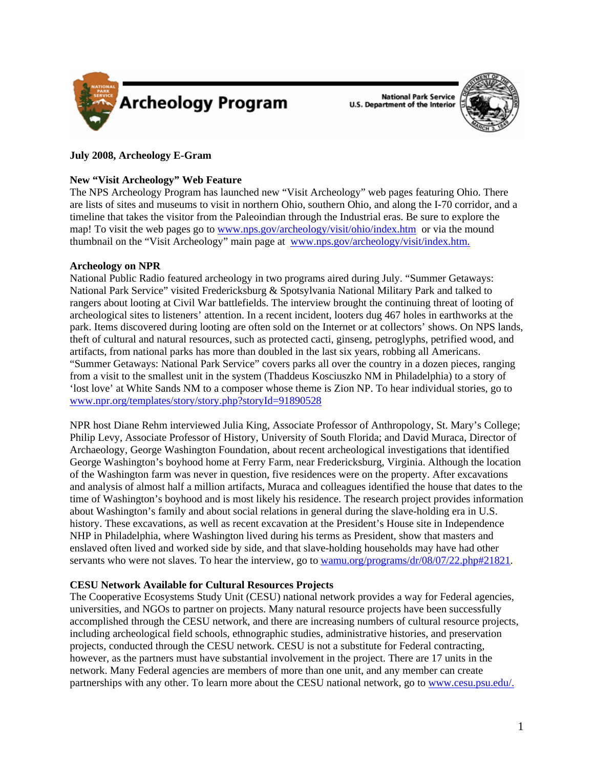Archeology Program

National Park Service
U.S. Department of the Interior

**July 2008, Archeology E-Gram**

**New "Visit Archeology" Web Feature**

The NPS Archeology Program has launched new "Visit Archeology" web pages featuring Ohio. There are lists of sites and museums to visit in northern Ohio, southern Ohio, and along the I-70 corridor, and a timeline that takes the visitor from the Paleoindian through the Industrial eras. Be sure to explore the map! To visit the web pages go to www.nps.gov/archeology/visit/ohio/index.htm or via the mound thumbnail on the "Visit Archeology" main page at www.nps.gov/archeology/visit/index.htm.

**Archeology on NPR**

National Public Radio featured archeology in two programs aired during July. "Summer Getaways: National Park Service" visited Fredericksburg & Spotsylvania National Military Park and talked to rangers about looting at Civil War battlefields. The interview brought the continuing threat of looting of archeological sites to listeners' attention. In a recent incident, looters dug 467 holes in earthworks at the park. Items discovered during looting are often sold on the Internet or at collectors' shows. On NPS lands, theft of cultural and natural resources, such as protected cacti, ginseng, petroglyphs, petrified wood, and artifacts, from national parks has more than doubled in the last six years, robbing all Americans. "Summer Getaways: National Park Service" covers parks all over the country in a dozen pieces, ranging from a visit to the smallest unit in the system (Thaddeus Kosciuszko NM in Philadelphia) to a story of 'lost love' at White Sands NM to a composer whose theme is Zion NP. To hear individual stories, go to www.npr.org/templates/story/story.php?storyId=91890528

NPR host Diane Rehm interviewed Julia King, Associate Professor of Anthropology, St. Mary's College; Philip Levy, Associate Professor of History, University of South Florida; and David Muraca, Director of Archaeology, George Washington Foundation, about recent archeological investigations that identified George Washington's boyhood home at Ferry Farm, near Fredericksburg, Virginia. Although the location of the Washington farm was never in question, five residences were on the property. After excavations and analysis of almost half a million artifacts, Muraca and colleagues identified the house that dates to the time of Washington's boyhood and is most likely his residence. The research project provides information about Washington's family and about social relations in general during the slave-holding era in U.S. history. These excavations, as well as recent excavation at the President's House site in Independence NHP in Philadelphia, where Washington lived during his terms as President, show that masters and enslaved often lived and worked side by side, and that slave-holding households may have had other servants who were not slaves. To hear the interview, go to wamu.org/programs/dr/08/07/22.php#21821.

**CESU Network Available for Cultural Resources Projects**

The Cooperative Ecosystems Study Unit (CESU) national network provides a way for Federal agencies, universities, and NGOs to partner on projects. Many natural resource projects have been successfully accomplished through the CESU network, and there are increasing numbers of cultural resource projects, including archeological field schools, ethnographic studies, administrative histories, and preservation projects, conducted through the CESU network. CESU is not a substitute for Federal contracting, however, as the partners must have substantial involvement in the project. There are 17 units in the network. Many Federal agencies are members of more than one unit, and any member can create partnerships with any other. To learn more about the CESU national network, go to www.cesu.psu.edu/.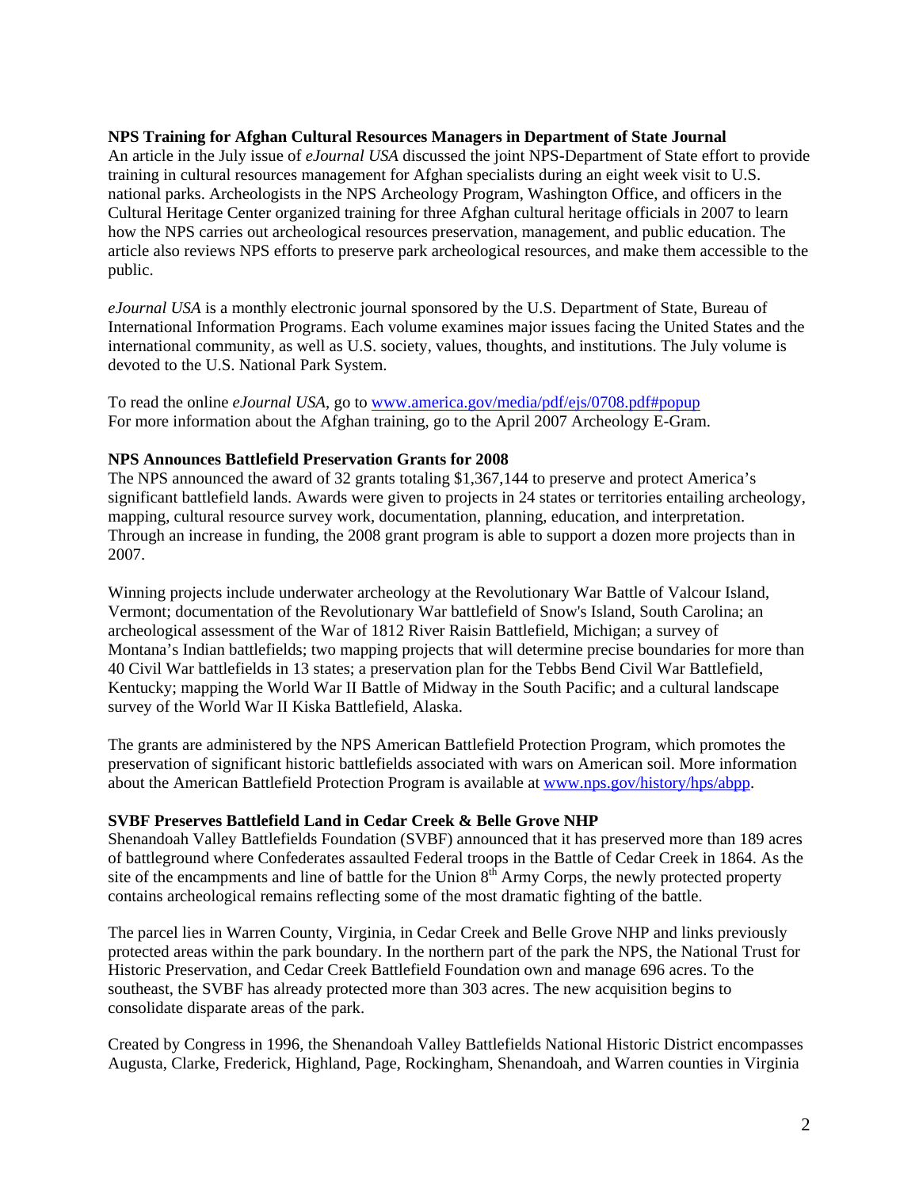**NPS Training for Afghan Cultural Resources Managers in Department of State Journal**

An article in the July issue of *eJournal USA* discussed the joint NPS-Department of State effort to provide training in cultural resources management for Afghan specialists during an eight week visit to U.S. national parks. Archeologists in the NPS Archeology Program, Washington Office, and officers in the Cultural Heritage Center organized training for three Afghan cultural heritage officials in 2007 to learn how the NPS carries out archeological resources preservation, management, and public education. The article also reviews NPS efforts to preserve park archeological resources, and make them accessible to the public.

*eJournal USA* is a monthly electronic journal sponsored by the U.S. Department of State, Bureau of International Information Programs. Each volume examines major issues facing the United States and the international community, as well as U.S. society, values, thoughts, and institutions. The July volume is devoted to the U.S. National Park System.

To read the online *eJournal USA*, go to [www.america.gov/media/pdf/ejs/0708.pdf#popup](www.america.gov/media/pdf/ejs/0708.pdf#popup)
For more information about the Afghan training, go to the April 2007 Archeology E-Gram.

**NPS Announces Battlefield Preservation Grants for 2008**

The NPS announced the award of 32 grants totaling $1,367,144 to preserve and protect America's significant battlefield lands. Awards were given to projects in 24 states or territories entailing archeology, mapping, cultural resource survey work, documentation, planning, education, and interpretation. Through an increase in funding, the 2008 grant program is able to support a dozen more projects than in 2007.

Winning projects include underwater archeology at the Revolutionary War Battle of Valcour Island, Vermont; documentation of the Revolutionary War battlefield of Snow's Island, South Carolina; an archeological assessment of the War of 1812 River Raisin Battlefield, Michigan; a survey of Montana's Indian battlefields; two mapping projects that will determine precise boundaries for more than 40 Civil War battlefields in 13 states; a preservation plan for the Tebbs Bend Civil War Battlefield, Kentucky; mapping the World War II Battle of Midway in the South Pacific; and a cultural landscape survey of the World War II Kiska Battlefield, Alaska.

The grants are administered by the NPS American Battlefield Protection Program, which promotes the preservation of significant historic battlefields associated with wars on American soil. More information about the American Battlefield Protection Program is available at [www.nps.gov/history/hps/abpp](www.nps.gov/history/hps/abpp).

**SVBF Preserves Battlefield Land in Cedar Creek & Belle Grove NHP**

Shenandoah Valley Battlefields Foundation (SVBF) announced that it has preserved more than 189 acres of battleground where Confederates assaulted Federal troops in the Battle of Cedar Creek in 1864. As the site of the encampments and line of battle for the Union 8th Army Corps, the newly protected property contains archeological remains reflecting some of the most dramatic fighting of the battle.

The parcel lies in Warren County, Virginia, in Cedar Creek and Belle Grove NHP and links previously protected areas within the park boundary. In the northern part of the park the NPS, the National Trust for Historic Preservation, and Cedar Creek Battlefield Foundation own and manage 696 acres. To the southeast, the SVBF has already protected more than 303 acres. The new acquisition begins to consolidate disparate areas of the park.

Created by Congress in 1996, the Shenandoah Valley Battlefields National Historic District encompasses Augusta, Clarke, Frederick, Highland, Page, Rockingham, Shenandoah, and Warren counties in Virginia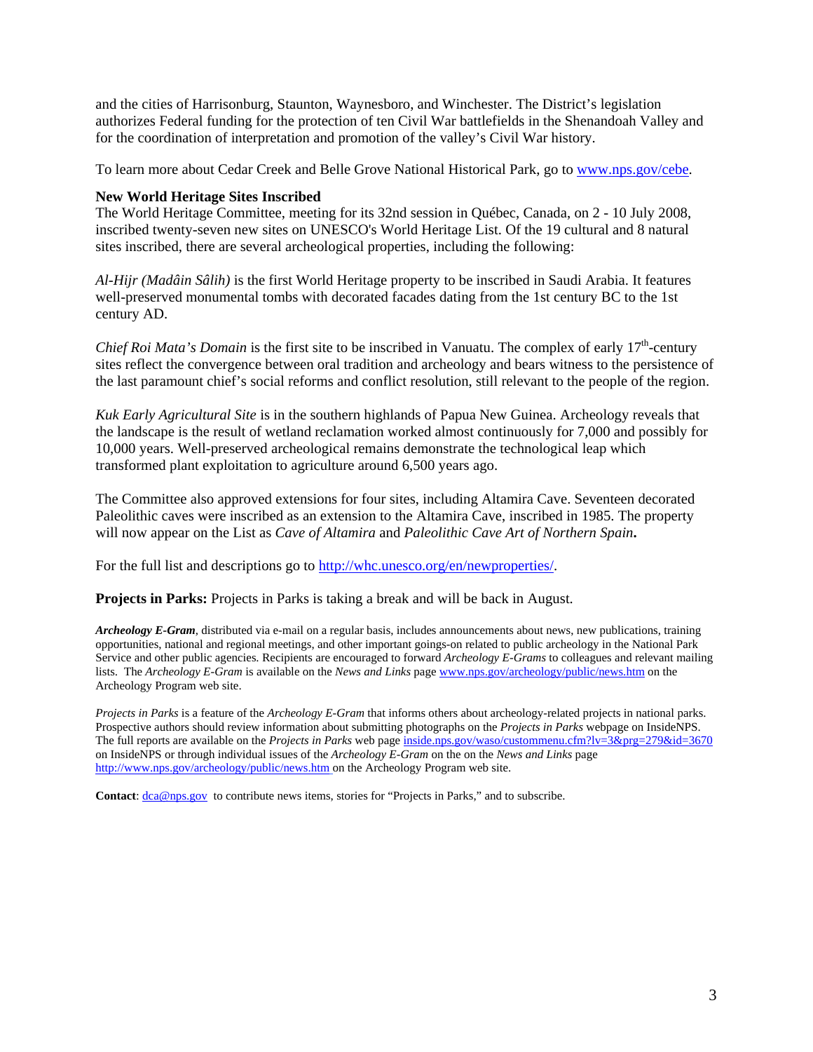and the cities of Harrisonburg, Staunton, Waynesboro, and Winchester. The District's legislation authorizes Federal funding for the protection of ten Civil War battlefields in the Shenandoah Valley and for the coordination of interpretation and promotion of the valley's Civil War history.

To learn more about Cedar Creek and Belle Grove National Historical Park, go to [www.nps.gov/cebe](www.nps.gov/cebe).

**New World Heritage Sites Inscribed**

The World Heritage Committee, meeting for its 32nd session in Québec, Canada, on 2 - 10 July 2008, inscribed twenty-seven new sites on UNESCO's World Heritage List. Of the 19 cultural and 8 natural sites inscribed, there are several archeological properties, including the following:

*Al-Hijr (Madâin Sâlih)* is the first World Heritage property to be inscribed in Saudi Arabia. It features well-preserved monumental tombs with decorated facades dating from the 1st century BC to the 1st century AD.

*Chief Roi Mata's Domain* is the first site to be inscribed in Vanuatu. The complex of early 17th-century sites reflect the convergence between oral tradition and archeology and bears witness to the persistence of the last paramount chief's social reforms and conflict resolution, still relevant to the people of the region.

*Kuk Early Agricultural Site* is in the southern highlands of Papua New Guinea. Archeology reveals that the landscape is the result of wetland reclamation worked almost continuously for 7,000 and possibly for 10,000 years. Well-preserved archeological remains demonstrate the technological leap which transformed plant exploitation to agriculture around 6,500 years ago.

The Committee also approved extensions for four sites, including Altamira Cave. Seventeen decorated Paleolithic caves were inscribed as an extension to the Altamira Cave, inscribed in 1985. The property will now appear on the List as *Cave of Altamira* and *Paleolithic Cave Art of Northern Spain***.**

For the full list and descriptions go to [http://whc.unesco.org/en/newproperties/](http://whc.unesco.org/en/newproperties/).

**Projects in Parks:** Projects in Parks is taking a break and will be back in August.

***Archeology E-Gram***, distributed via e-mail on a regular basis, includes announcements about news, new publications, training opportunities, national and regional meetings, and other important goings-on related to public archeology in the National Park Service and other public agencies. Recipients are encouraged to forward *Archeology E-Grams* to colleagues and relevant mailing lists. The *Archeology E-Gram* is available on the *News and Links* page [www.nps.gov/archeology/public/news.htm](www.nps.gov/archeology/public/news.htm) on the Archeology Program web site.

*Projects in Parks* is a feature of the *Archeology E-Gram* that informs others about archeology-related projects in national parks. Prospective authors should review information about submitting photographs on the *Projects in Parks* webpage on InsideNPS. The full reports are available on the *Projects in Parks* web page [inside.nps.gov/waso/custommenu.cfm?lv=3&prg=279&id=3670](inside.nps.gov/waso/custommenu.cfm?lv=3&prg=279&id=3670) on InsideNPS or through individual issues of the *Archeology E-Gram* on the on the *News and Links* page [http://www.nps.gov/archeology/public/news.htm](http://www.nps.gov/archeology/public/news.htm) on the Archeology Program web site.

**Contact**: [dca@nps.gov](mailto:dca@nps.gov) to contribute news items, stories for "Projects in Parks," and to subscribe.